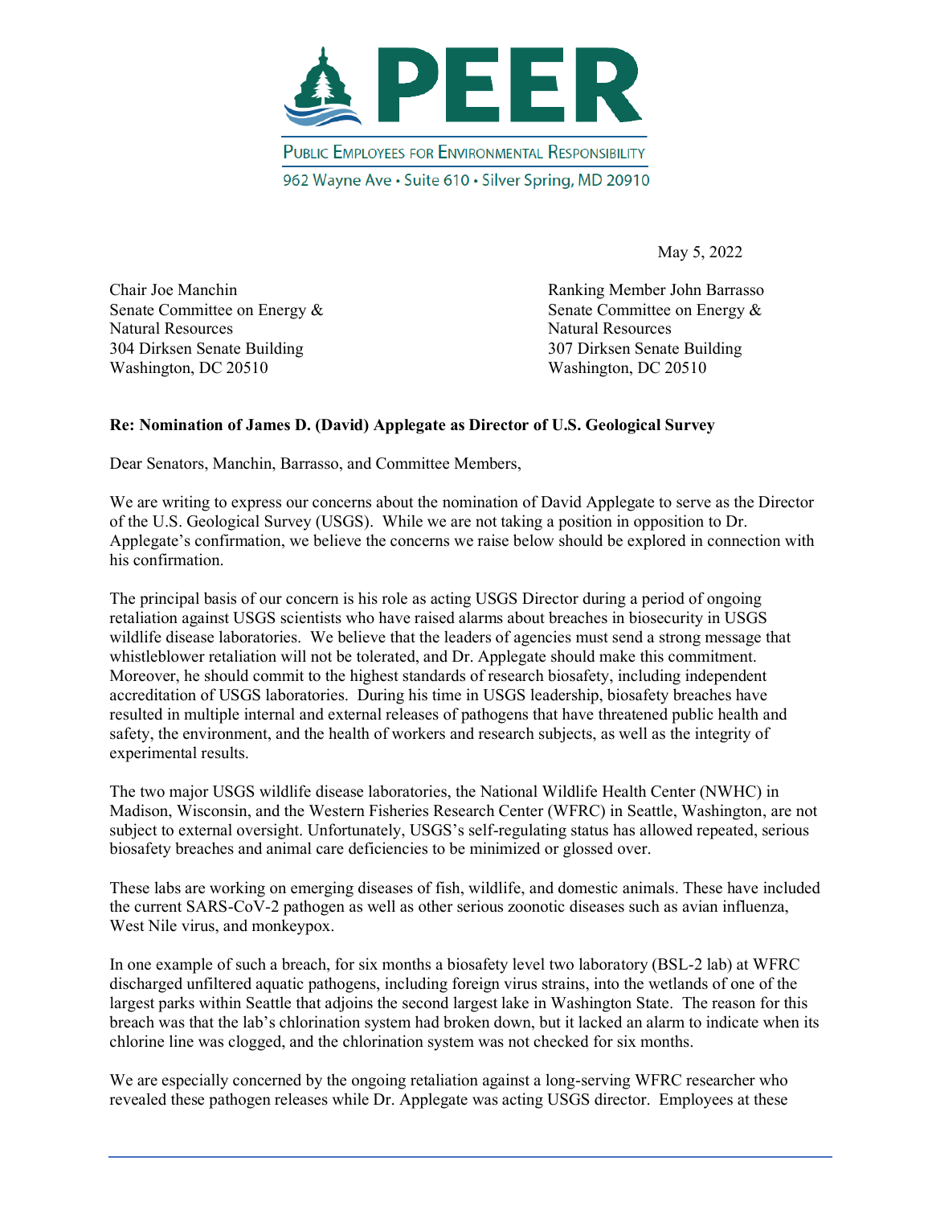# PEER

PUBLIC EMPLOYEES FOR ENVIRONMENTAL RESPONSIBILITY

962 Wayne Ave • Suite 610 • Silver Spring, MD 20910

May 5, 2022

Chair Joe Manchin
Senate Committee on Energy &
Natural Resources
304 Dirksen Senate Building
Washington, DC 20510

Ranking Member John Barrasso
Senate Committee on Energy &
Natural Resources
307 Dirksen Senate Building
Washington, DC 20510

**Re: Nomination of James D. (David) Applegate as Director of U.S. Geological Survey**

Dear Senators, Manchin, Barrasso, and Committee Members,

We are writing to express our concerns about the nomination of David Applegate to serve as the Director of the U.S. Geological Survey (USGS). While we are not taking a position in opposition to Dr. Applegate's confirmation, we believe the concerns we raise below should be explored in connection with his confirmation.

The principal basis of our concern is his role as acting USGS Director during a period of ongoing retaliation against USGS scientists who have raised alarms about breaches in biosecurity in USGS wildlife disease laboratories. We believe that the leaders of agencies must send a strong message that whistleblower retaliation will not be tolerated, and Dr. Applegate should make this commitment. Moreover, he should commit to the highest standards of research biosafety, including independent accreditation of USGS laboratories. During his time in USGS leadership, biosafety breaches have resulted in multiple internal and external releases of pathogens that have threatened public health and safety, the environment, and the health of workers and research subjects, as well as the integrity of experimental results.

The two major USGS wildlife disease laboratories, the National Wildlife Health Center (NWHC) in Madison, Wisconsin, and the Western Fisheries Research Center (WFRC) in Seattle, Washington, are not subject to external oversight. Unfortunately, USGS's self-regulating status has allowed repeated, serious biosafety breaches and animal care deficiencies to be minimized or glossed over.

These labs are working on emerging diseases of fish, wildlife, and domestic animals. These have included the current SARS-CoV-2 pathogen as well as other serious zoonotic diseases such as avian influenza, West Nile virus, and monkeypox.

In one example of such a breach, for six months a biosafety level two laboratory (BSL-2 lab) at WFRC discharged unfiltered aquatic pathogens, including foreign virus strains, into the wetlands of one of the largest parks within Seattle that adjoins the second largest lake in Washington State. The reason for this breach was that the lab's chlorination system had broken down, but it lacked an alarm to indicate when its chlorine line was clogged, and the chlorination system was not checked for six months.

We are especially concerned by the ongoing retaliation against a long-serving WFRC researcher who revealed these pathogen releases while Dr. Applegate was acting USGS director. Employees at these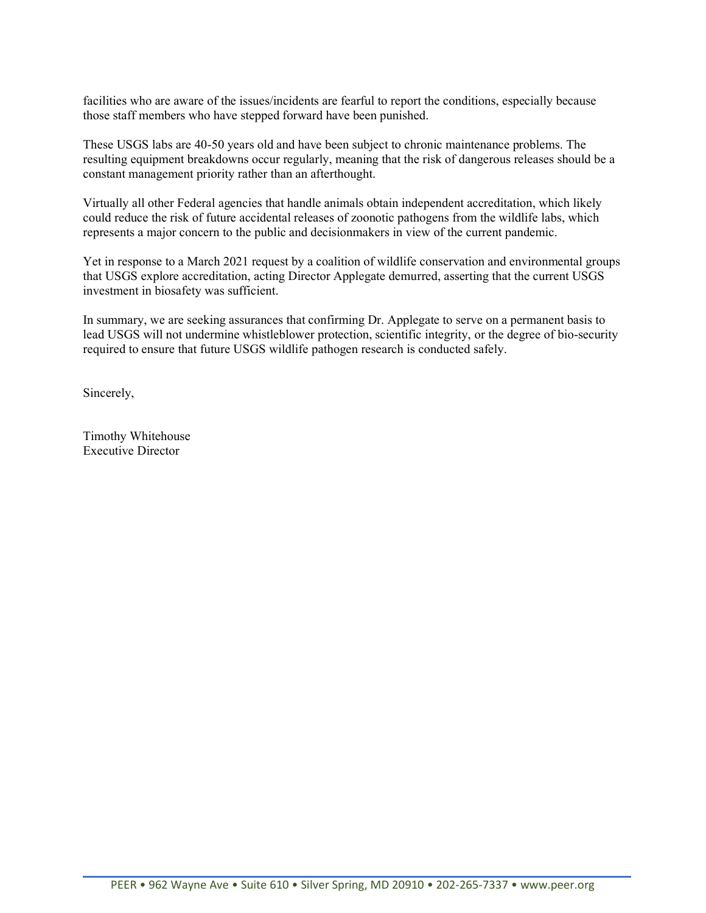facilities who are aware of the issues/incidents are fearful to report the conditions, especially because those staff members who have stepped forward have been punished.

These USGS labs are 40-50 years old and have been subject to chronic maintenance problems. The resulting equipment breakdowns occur regularly, meaning that the risk of dangerous releases should be a constant management priority rather than an afterthought.

Virtually all other Federal agencies that handle animals obtain independent accreditation, which likely could reduce the risk of future accidental releases of zoonotic pathogens from the wildlife labs, which represents a major concern to the public and decisionmakers in view of the current pandemic.

Yet in response to a March 2021 request by a coalition of wildlife conservation and environmental groups that USGS explore accreditation, acting Director Applegate demurred, asserting that the current USGS investment in biosafety was sufficient.

In summary, we are seeking assurances that confirming Dr. Applegate to serve on a permanent basis to lead USGS will not undermine whistleblower protection, scientific integrity, or the degree of bio-security required to ensure that future USGS wildlife pathogen research is conducted safely.

Sincerely,

Timothy Whitehouse
Executive Director